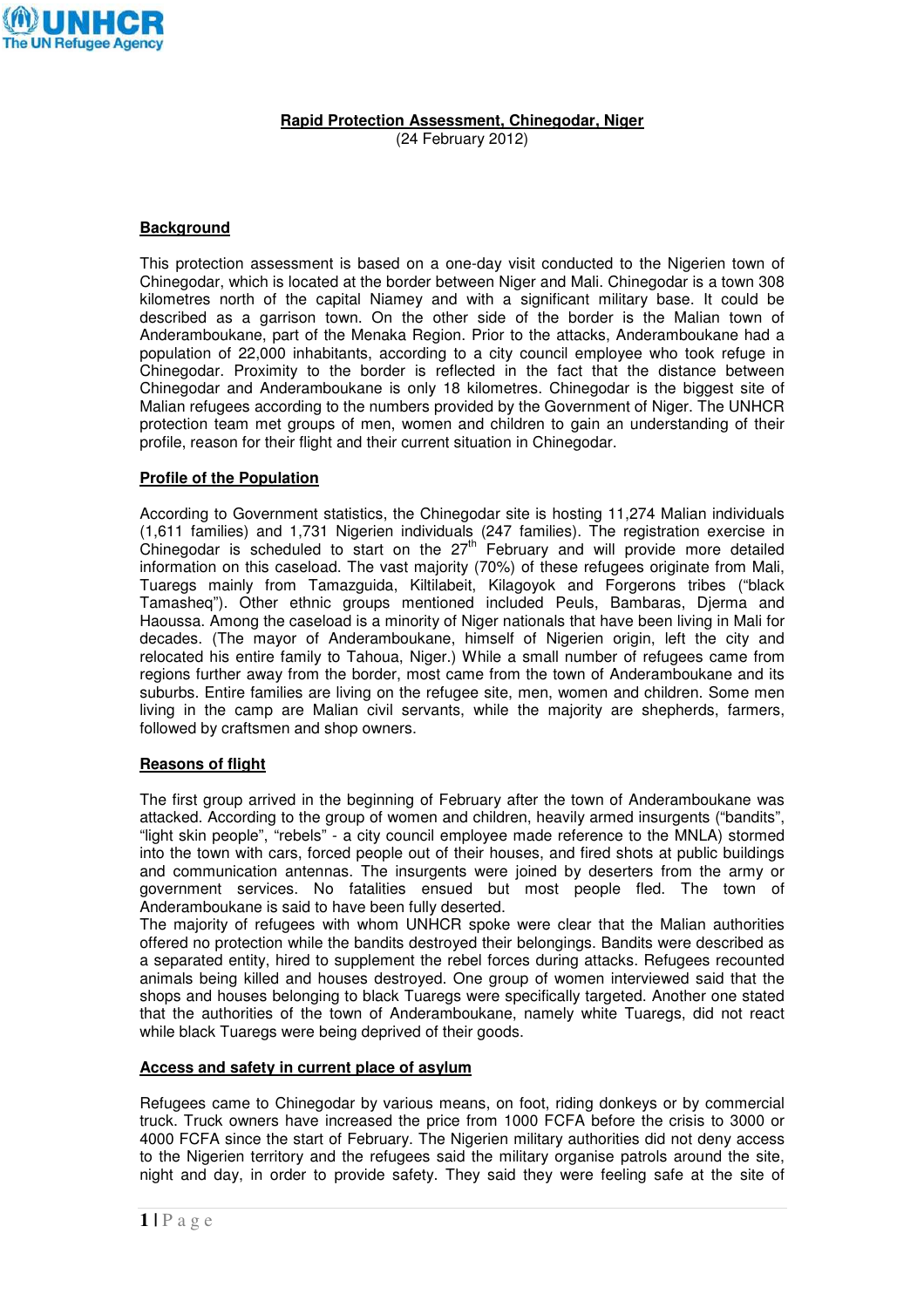**UNHCR**
**The UN Refugee Agency**

**Rapid Protection Assessment, Chinegodar, Niger**
(24 February 2012)

## Background

This protection assessment is based on a one-day visit conducted to the Nigerien town of Chinegodar, which is located at the border between Niger and Mali. Chinegodar is a town 308 kilometres north of the capital Niamey and with a significant military base. It could be described as a garrison town. On the other side of the border is the Malian town of Anderamboukane, part of the Menaka Region. Prior to the attacks, Anderamboukane had a population of 22,000 inhabitants, according to a city council employee who took refuge in Chinegodar. Proximity to the border is reflected in the fact that the distance between Chinegodar and Anderamboukane is only 18 kilometres. Chinegodar is the biggest site of Malian refugees according to the numbers provided by the Government of Niger. The UNHCR protection team met groups of men, women and children to gain an understanding of their profile, reason for their flight and their current situation in Chinegodar.

## Profile of the Population

According to Government statistics, the Chinegodar site is hosting 11,274 Malian individuals (1,611 families) and 1,731 Nigerien individuals (247 families). The registration exercise in Chinegodar is scheduled to start on the 27th February and will provide more detailed information on this caseload. The vast majority (70%) of these refugees originate from Mali, Tuaregs mainly from Tamazguida, Kiltilabeit, Kilagoyok and Forgerons tribes ("black Tamasheq"). Other ethnic groups mentioned included Peuls, Bambaras, Djerma and Haoussa. Among the caseload is a minority of Niger nationals that have been living in Mali for decades. (The mayor of Anderamboukane, himself of Nigerien origin, left the city and relocated his entire family to Tahoua, Niger.) While a small number of refugees came from regions further away from the border, most came from the town of Anderamboukane and its suburbs. Entire families are living on the refugee site, men, women and children. Some men living in the camp are Malian civil servants, while the majority are shepherds, farmers, followed by craftsmen and shop owners.

## Reasons of flight

The first group arrived in the beginning of February after the town of Anderamboukane was attacked. According to the group of women and children, heavily armed insurgents ("bandits", "light skin people", "rebels" - a city council employee made reference to the MNLA) stormed into the town with cars, forced people out of their houses, and fired shots at public buildings and communication antennas. The insurgents were joined by deserters from the army or government services. No fatalities ensued but most people fled. The town of Anderamboukane is said to have been fully deserted.

The majority of refugees with whom UNHCR spoke were clear that the Malian authorities offered no protection while the bandits destroyed their belongings. Bandits were described as a separated entity, hired to supplement the rebel forces during attacks. Refugees recounted animals being killed and houses destroyed. One group of women interviewed said that the shops and houses belonging to black Tuaregs were specifically targeted. Another one stated that the authorities of the town of Anderamboukane, namely white Tuaregs, did not react while black Tuaregs were being deprived of their goods.

## Access and safety in current place of asylum

Refugees came to Chinegodar by various means, on foot, riding donkeys or by commercial truck. Truck owners have increased the price from 1000 FCFA before the crisis to 3000 or 4000 FCFA since the start of February. The Nigerien military authorities did not deny access to the Nigerien territory and the refugees said the military organise patrols around the site, night and day, in order to provide safety. They said they were feeling safe at the site of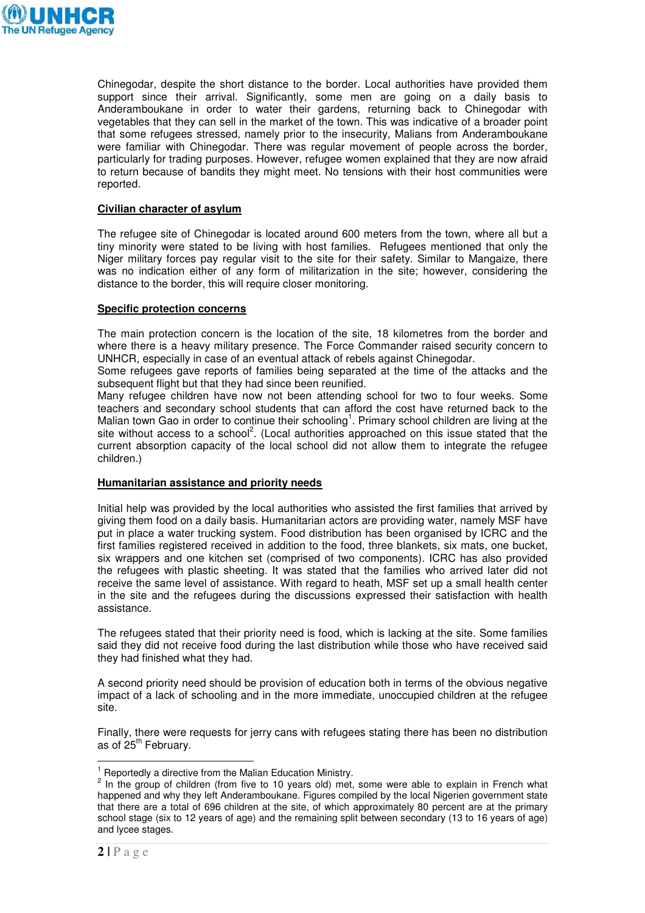Chinegodar, despite the short distance to the border. Local authorities have provided them support since their arrival. Significantly, some men are going on a daily basis to Anderamboukane in order to water their gardens, returning back to Chinegodar with vegetables that they can sell in the market of the town. This was indicative of a broader point that some refugees stressed, namely prior to the insecurity, Malians from Anderamboukane were familiar with Chinegodar. There was regular movement of people across the border, particularly for trading purposes. However, refugee women explained that they are now afraid to return because of bandits they might meet. No tensions with their host communities were reported.

## Civilian character of asylum

The refugee site of Chinegodar is located around 600 meters from the town, where all but a tiny minority were stated to be living with host families. Refugees mentioned that only the Niger military forces pay regular visit to the site for their safety. Similar to Mangaize, there was no indication either of any form of militarization in the site; however, considering the distance to the border, this will require closer monitoring.

## Specific protection concerns

The main protection concern is the location of the site, 18 kilometres from the border and where there is a heavy military presence. The Force Commander raised security concern to UNHCR, especially in case of an eventual attack of rebels against Chinegodar.

Some refugees gave reports of families being separated at the time of the attacks and the subsequent flight but that they had since been reunified.

Many refugee children have now not been attending school for two to four weeks. Some teachers and secondary school students that can afford the cost have returned back to the Malian town Gao in order to continue their schooling[1]. Primary school children are living at the site without access to a school[2]. (Local authorities approached on this issue stated that the current absorption capacity of the local school did not allow them to integrate the refugee children.)

## Humanitarian assistance and priority needs

Initial help was provided by the local authorities who assisted the first families that arrived by giving them food on a daily basis. Humanitarian actors are providing water, namely MSF have put in place a water trucking system. Food distribution has been organised by ICRC and the first families registered received in addition to the food, three blankets, six mats, one bucket, six wrappers and one kitchen set (comprised of two components). ICRC has also provided the refugees with plastic sheeting. It was stated that the families who arrived later did not receive the same level of assistance. With regard to heath, MSF set up a small health center in the site and the refugees during the discussions expressed their satisfaction with health assistance.

The refugees stated that their priority need is food, which is lacking at the site. Some families said they did not receive food during the last distribution while those who have received said they had finished what they had.

A second priority need should be provision of education both in terms of the obvious negative impact of a lack of schooling and in the more immediate, unoccupied children at the refugee site.

Finally, there were requests for jerry cans with refugees stating there has been no distribution as of 25th February.

---

[1] Reportedly a directive from the Malian Education Ministry.

[2] In the group of children (from five to 10 years old) met, some were able to explain in French what happened and why they left Anderamboukane. Figures compiled by the local Nigerien government state that there are a total of 696 children at the site, of which approximately 80 percent are at the primary school stage (six to 12 years of age) and the remaining split between secondary (13 to 16 years of age) and lycee stages.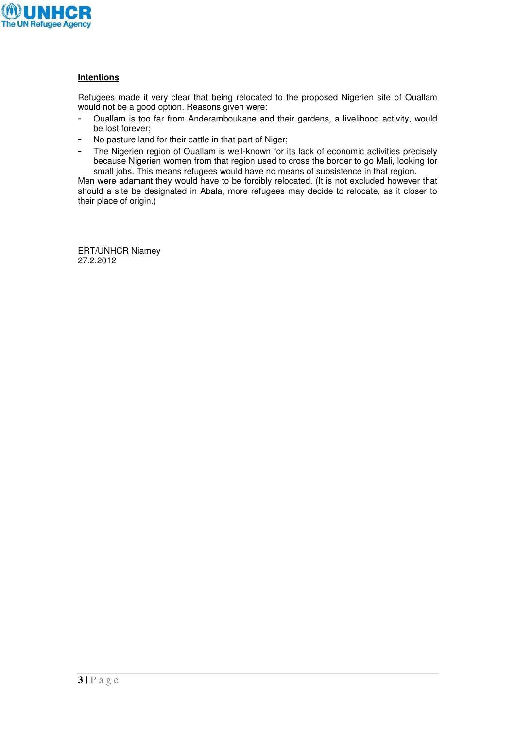**Intentions**

Refugees made it very clear that being relocated to the proposed Nigerien site of Ouallam would not be a good option. Reasons given were:

- Ouallam is too far from Anderamboukane and their gardens, a livelihood activity, would be lost forever;
- No pasture land for their cattle in that part of Niger;
- The Nigerien region of Ouallam is well-known for its lack of economic activities precisely because Nigerien women from that region used to cross the border to go Mali, looking for small jobs. This means refugees would have no means of subsistence in that region.

Men were adamant they would have to be forcibly relocated. (It is not excluded however that should a site be designated in Abala, more refugees may decide to relocate, as it closer to their place of origin.)

ERT/UNHCR Niamey
27.2.2012